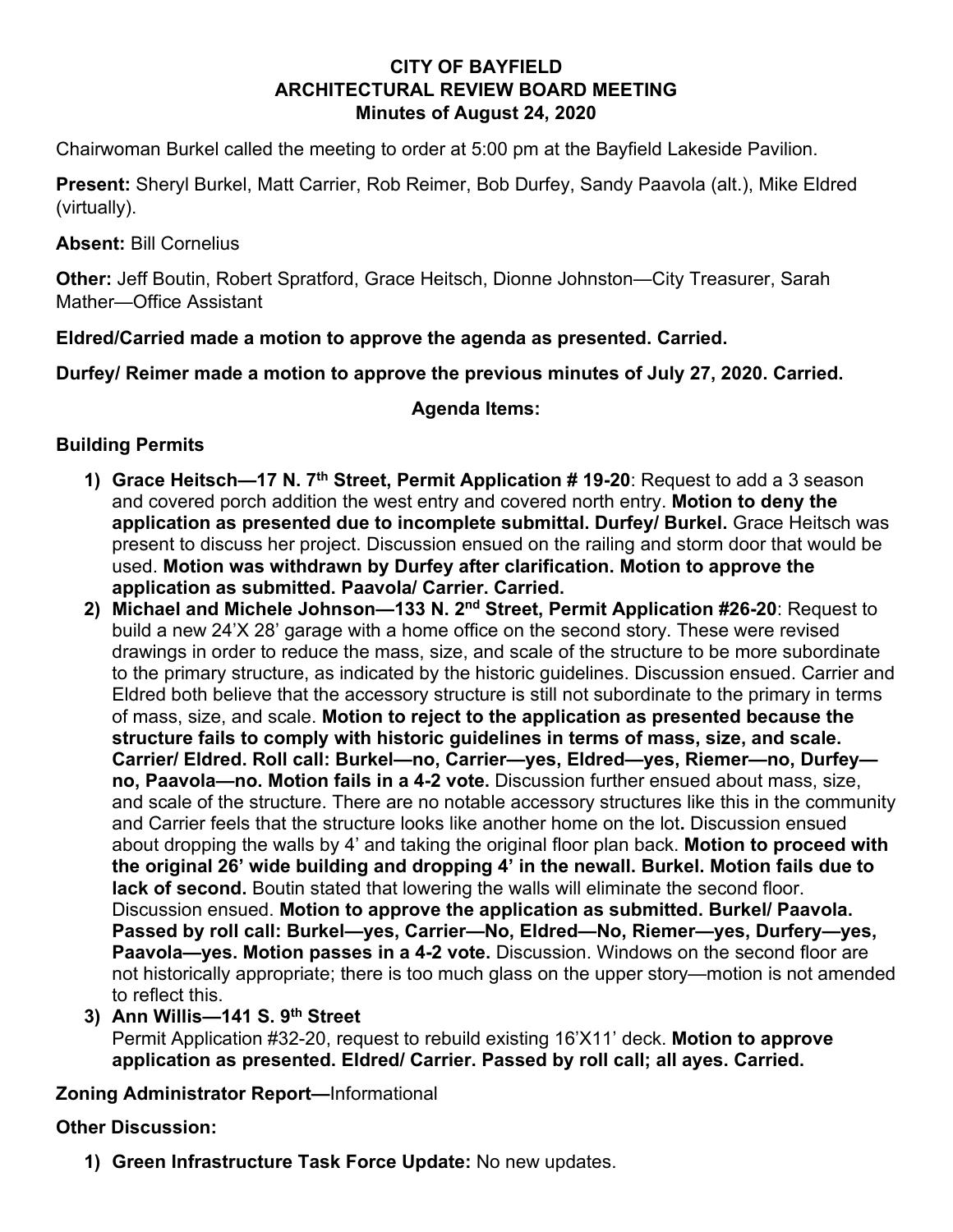# CITY OF BAYFIELD
## ARCHITECTURAL REVIEW BOARD MEETING
### Minutes of August 24, 2020

Chairwoman Burkel called the meeting to order at 5:00 pm at the Bayfield Lakeside Pavilion.

**Present:** Sheryl Burkel, Matt Carrier, Rob Reimer, Bob Durfey, Sandy Paavola (alt.), Mike Eldred (virtually).

**Absent:** Bill Cornelius

**Other:** Jeff Boutin, Robert Spratford, Grace Heitsch, Dionne Johnston—City Treasurer, Sarah Mather—Office Assistant

**Eldred/Carried made a motion to approve the agenda as presented. Carried.**

**Durfey/ Reimer made a motion to approve the previous minutes of July 27, 2020. Carried.**

**Agenda Items:**

**Building Permits**

1) **Grace Heitsch—17 N. 7th Street, Permit Application # 19-20**: Request to add a 3 season and covered porch addition the west entry and covered north entry. **Motion to deny the application as presented due to incomplete submittal. Durfey/ Burkel.** Grace Heitsch was present to discuss her project. Discussion ensued on the railing and storm door that would be used. **Motion was withdrawn by Durfey after clarification. Motion to approve the application as submitted. Paavola/ Carrier. Carried.**
2) **Michael and Michele Johnson—133 N. 2nd Street, Permit Application #26-20**: Request to build a new 24'X 28' garage with a home office on the second story. These were revised drawings in order to reduce the mass, size, and scale of the structure to be more subordinate to the primary structure, as indicated by the historic guidelines. Discussion ensued. Carrier and Eldred both believe that the accessory structure is still not subordinate to the primary in terms of mass, size, and scale. **Motion to reject to the application as presented because the structure fails to comply with historic guidelines in terms of mass, size, and scale. Carrier/ Eldred. Roll call: Burkel—no, Carrier—yes, Eldred—yes, Riemer—no, Durfey—no, Paavola—no. Motion fails in a 4-2 vote.** Discussion further ensued about mass, size, and scale of the structure. There are no notable accessory structures like this in the community and Carrier feels that the structure looks like another home on the lot**.** Discussion ensued about dropping the walls by 4' and taking the original floor plan back. **Motion to proceed with the original 26' wide building and dropping 4' in the newall. Burkel. Motion fails due to lack of second.** Boutin stated that lowering the walls will eliminate the second floor. Discussion ensued. **Motion to approve the application as submitted. Burkel/ Paavola. Passed by roll call: Burkel—yes, Carrier—No, Eldred—No, Riemer—yes, Durfery—yes, Paavola—yes. Motion passes in a 4-2 vote.** Discussion. Windows on the second floor are not historically appropriate; there is too much glass on the upper story—motion is not amended to reflect this.
3) **Ann Willis—141 S. 9th Street**
   Permit Application #32-20, request to rebuild existing 16'X11' deck. **Motion to approve application as presented. Eldred/ Carrier. Passed by roll call; all ayes. Carried.**

**Zoning Administrator Report—**Informational

**Other Discussion:**

1) **Green Infrastructure Task Force Update:** No new updates.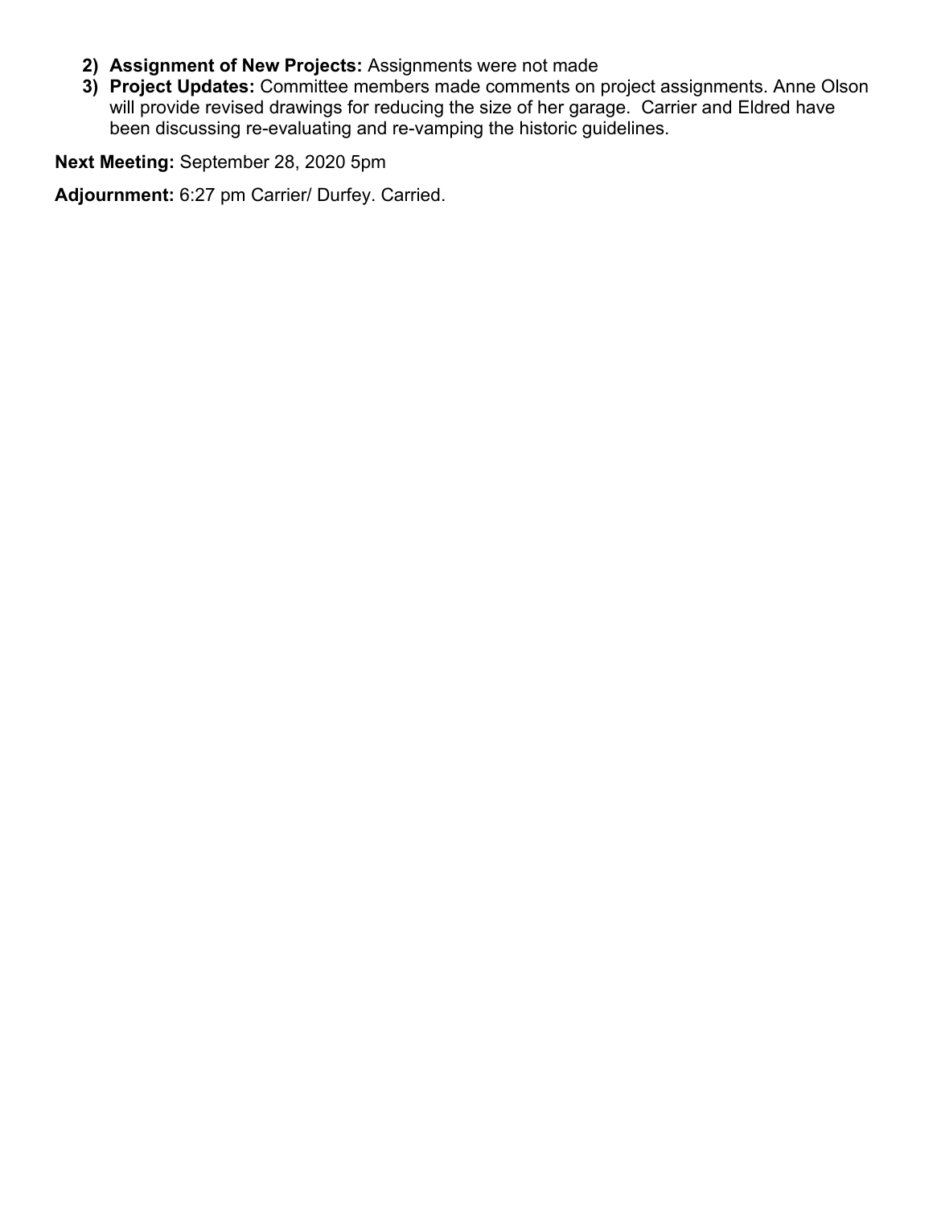2) **Assignment of New Projects:** Assignments were not made
3) **Project Updates:** Committee members made comments on project assignments. Anne Olson will provide revised drawings for reducing the size of her garage. Carrier and Eldred have been discussing re-evaluating and re-vamping the historic guidelines.

**Next Meeting:** September 28, 2020 5pm

**Adjournment:** 6:27 pm Carrier/ Durfey. Carried.